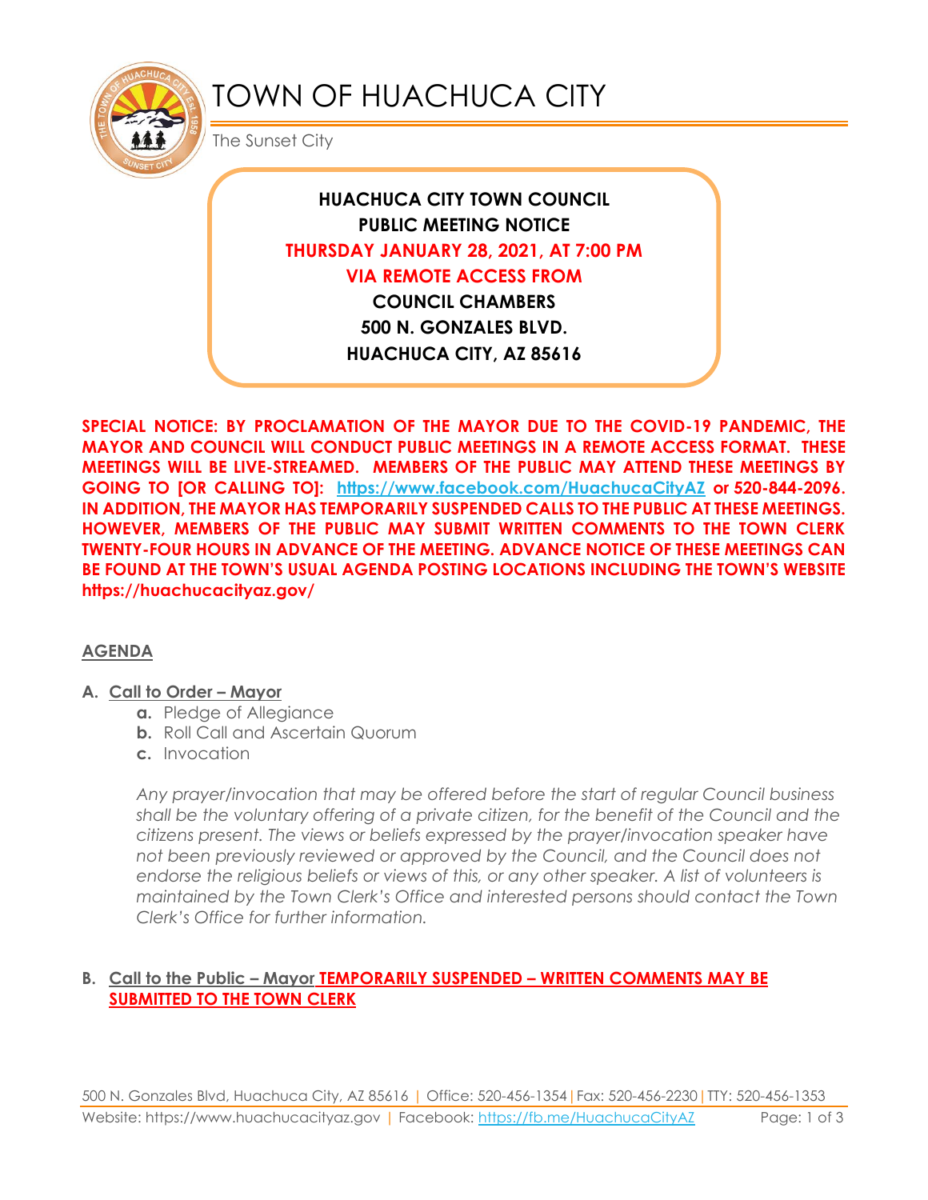# TOWN OF HUACHUCA CITY

The Sunset City

**HUACHUCA CITY TOWN COUNCIL**
**PUBLIC MEETING NOTICE**
**THURSDAY JANUARY 28, 2021, AT 7:00 PM**
**VIA REMOTE ACCESS FROM**
**COUNCIL CHAMBERS**
**500 N. GONZALES BLVD.**
**HUACHUCA CITY, AZ 85616**

**SPECIAL NOTICE: BY PROCLAMATION OF THE MAYOR DUE TO THE COVID-19 PANDEMIC, THE MAYOR AND COUNCIL WILL CONDUCT PUBLIC MEETINGS IN A REMOTE ACCESS FORMAT. THESE MEETINGS WILL BE LIVE-STREAMED. MEMBERS OF THE PUBLIC MAY ATTEND THESE MEETINGS BY GOING TO [OR CALLING TO]: https://www.facebook.com/HuachucaCityAZ or 520-844-2096. IN ADDITION, THE MAYOR HAS TEMPORARILY SUSPENDED CALLS TO THE PUBLIC AT THESE MEETINGS. HOWEVER, MEMBERS OF THE PUBLIC MAY SUBMIT WRITTEN COMMENTS TO THE TOWN CLERK TWENTY-FOUR HOURS IN ADVANCE OF THE MEETING. ADVANCE NOTICE OF THESE MEETINGS CAN BE FOUND AT THE TOWN'S USUAL AGENDA POSTING LOCATIONS INCLUDING THE TOWN'S WEBSITE https://huachucacityaz.gov/**

## AGENDA

**A. Call to Order – Mayor**

- **a.** Pledge of Allegiance
- **b.** Roll Call and Ascertain Quorum
- **c.** Invocation

*Any prayer/invocation that may be offered before the start of regular Council business shall be the voluntary offering of a private citizen, for the benefit of the Council and the citizens present. The views or beliefs expressed by the prayer/invocation speaker have not been previously reviewed or approved by the Council, and the Council does not endorse the religious beliefs or views of this, or any other speaker. A list of volunteers is maintained by the Town Clerk's Office and interested persons should contact the Town Clerk's Office for further information.*

**B. Call to the Public – Mayor TEMPORARILY SUSPENDED – WRITTEN COMMENTS MAY BE SUBMITTED TO THE TOWN CLERK**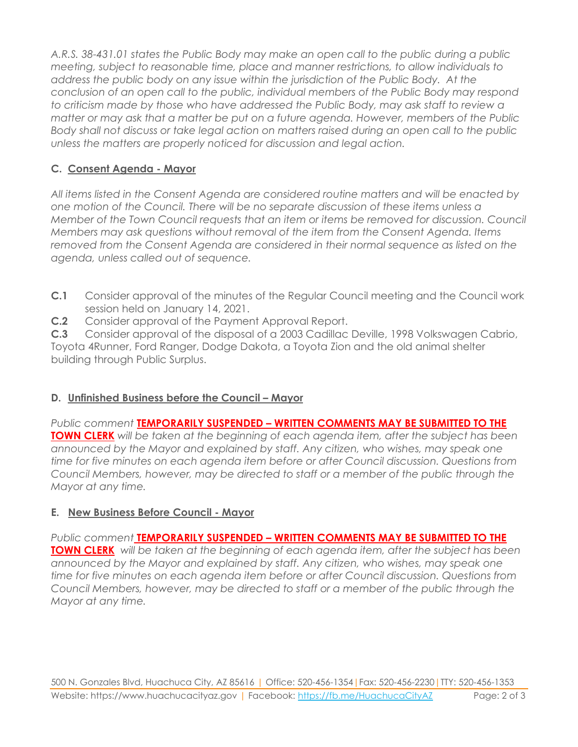*A.R.S. 38-431.01 states the Public Body may make an open call to the public during a public meeting, subject to reasonable time, place and manner restrictions, to allow individuals to address the public body on any issue within the jurisdiction of the Public Body. At the conclusion of an open call to the public, individual members of the Public Body may respond to criticism made by those who have addressed the Public Body, may ask staff to review a matter or may ask that a matter be put on a future agenda. However, members of the Public Body shall not discuss or take legal action on matters raised during an open call to the public unless the matters are properly noticed for discussion and legal action.*

### C. Consent Agenda - Mayor

*All items listed in the Consent Agenda are considered routine matters and will be enacted by one motion of the Council. There will be no separate discussion of these items unless a Member of the Town Council requests that an item or items be removed for discussion. Council Members may ask questions without removal of the item from the Consent Agenda. Items removed from the Consent Agenda are considered in their normal sequence as listed on the agenda, unless called out of sequence.*

**C.1** Consider approval of the minutes of the Regular Council meeting and the Council work session held on January 14, 2021.

**C.2** Consider approval of the Payment Approval Report.

**C.3** Consider approval of the disposal of a 2003 Cadillac Deville, 1998 Volkswagen Cabrio, Toyota 4Runner, Ford Ranger, Dodge Dakota, a Toyota Zion and the old animal shelter building through Public Surplus.

### D. Unfinished Business before the Council – Mayor

*Public comment* **TEMPORARILY SUSPENDED – WRITTEN COMMENTS MAY BE SUBMITTED TO THE TOWN CLERK** *will be taken at the beginning of each agenda item, after the subject has been announced by the Mayor and explained by staff. Any citizen, who wishes, may speak one time for five minutes on each agenda item before or after Council discussion. Questions from Council Members, however, may be directed to staff or a member of the public through the Mayor at any time.*

### E. New Business Before Council - Mayor

*Public comment* **TEMPORARILY SUSPENDED – WRITTEN COMMENTS MAY BE SUBMITTED TO THE TOWN CLERK** *will be taken at the beginning of each agenda item, after the subject has been announced by the Mayor and explained by staff. Any citizen, who wishes, may speak one time for five minutes on each agenda item before or after Council discussion. Questions from Council Members, however, may be directed to staff or a member of the public through the Mayor at any time.*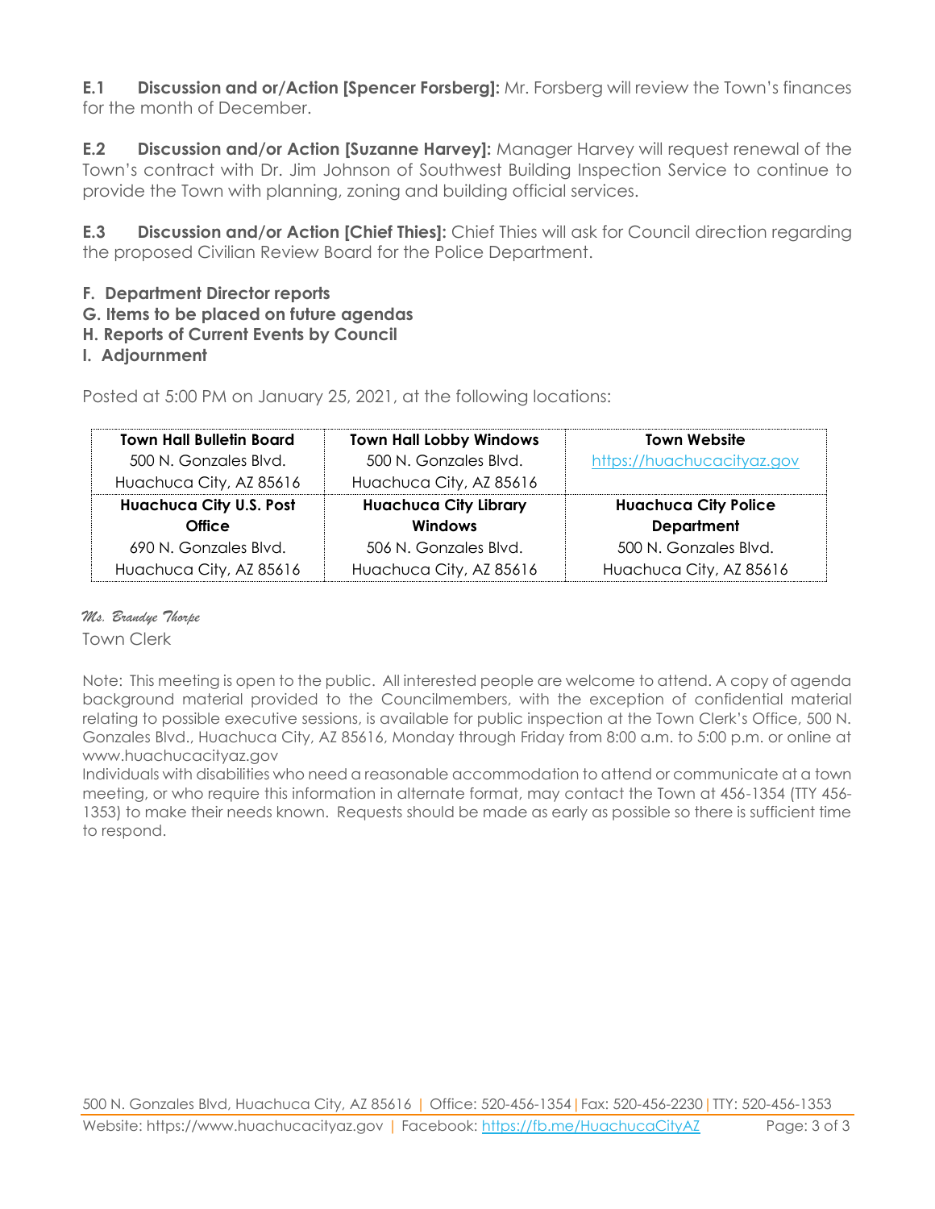**E.1 Discussion and or/Action [Spencer Forsberg]:** Mr. Forsberg will review the Town's finances for the month of December.

**E.2 Discussion and/or Action [Suzanne Harvey]:** Manager Harvey will request renewal of the Town's contract with Dr. Jim Johnson of Southwest Building Inspection Service to continue to provide the Town with planning, zoning and building official services.

**E.3 Discussion and/or Action [Chief Thies]:** Chief Thies will ask for Council direction regarding the proposed Civilian Review Board for the Police Department.

**F. Department Director reports**
**G. Items to be placed on future agendas**
**H. Reports of Current Events by Council**
**I. Adjournment**

Posted at 5:00 PM on January 25, 2021, at the following locations:

| | | |
|---|---|---|
| **Town Hall Bulletin Board**<br>500 N. Gonzales Blvd.<br>Huachuca City, AZ 85616 | **Town Hall Lobby Windows**<br>500 N. Gonzales Blvd.<br>Huachuca City, AZ 85616 | **Town Website**<br>https://huachucacityaz.gov |
| **Huachuca City U.S. Post Office**<br>690 N. Gonzales Blvd.<br>Huachuca City, AZ 85616 | **Huachuca City Library Windows**<br>506 N. Gonzales Blvd.<br>Huachuca City, AZ 85616 | **Huachuca City Police Department**<br>500 N. Gonzales Blvd.<br>Huachuca City, AZ 85616 |

*Ms. Brandye Thorpe*
Town Clerk

Note: This meeting is open to the public. All interested people are welcome to attend. A copy of agenda background material provided to the Councilmembers, with the exception of confidential material relating to possible executive sessions, is available for public inspection at the Town Clerk's Office, 500 N. Gonzales Blvd., Huachuca City, AZ 85616, Monday through Friday from 8:00 a.m. to 5:00 p.m. or online at www.huachucacityaz.gov
Individuals with disabilities who need a reasonable accommodation to attend or communicate at a town meeting, or who require this information in alternate format, may contact the Town at 456-1354 (TTY 456-1353) to make their needs known. Requests should be made as early as possible so there is sufficient time to respond.